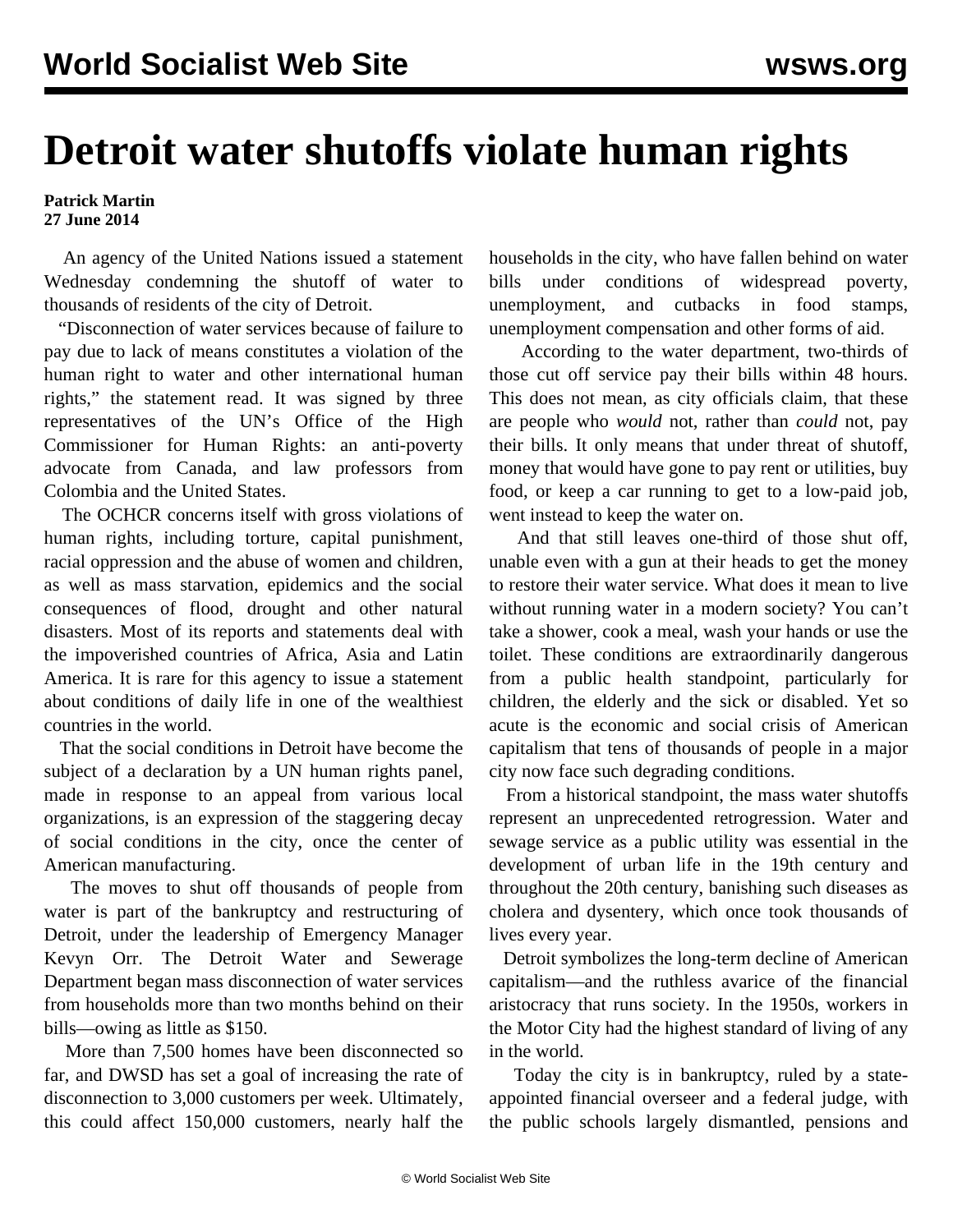# Detroit water shutoffs violate human rights

**Patrick Martin**
**27 June 2014**

An agency of the United Nations issued a statement Wednesday condemning the shutoff of water to thousands of residents of the city of Detroit.

"Disconnection of water services because of failure to pay due to lack of means constitutes a violation of the human right to water and other international human rights," the statement read. It was signed by three representatives of the UN's Office of the High Commissioner for Human Rights: an anti-poverty advocate from Canada, and law professors from Colombia and the United States.

The OCHCR concerns itself with gross violations of human rights, including torture, capital punishment, racial oppression and the abuse of women and children, as well as mass starvation, epidemics and the social consequences of flood, drought and other natural disasters. Most of its reports and statements deal with the impoverished countries of Africa, Asia and Latin America. It is rare for this agency to issue a statement about conditions of daily life in one of the wealthiest countries in the world.

That the social conditions in Detroit have become the subject of a declaration by a UN human rights panel, made in response to an appeal from various local organizations, is an expression of the staggering decay of social conditions in the city, once the center of American manufacturing.

The moves to shut off thousands of people from water is part of the bankruptcy and restructuring of Detroit, under the leadership of Emergency Manager Kevyn Orr. The Detroit Water and Sewerage Department began mass disconnection of water services from households more than two months behind on their bills—owing as little as $150.

More than 7,500 homes have been disconnected so far, and DWSD has set a goal of increasing the rate of disconnection to 3,000 customers per week. Ultimately, this could affect 150,000 customers, nearly half the households in the city, who have fallen behind on water bills under conditions of widespread poverty, unemployment, and cutbacks in food stamps, unemployment compensation and other forms of aid.

According to the water department, two-thirds of those cut off service pay their bills within 48 hours. This does not mean, as city officials claim, that these are people who *would* not, rather than *could* not, pay their bills. It only means that under threat of shutoff, money that would have gone to pay rent or utilities, buy food, or keep a car running to get to a low-paid job, went instead to keep the water on.

And that still leaves one-third of those shut off, unable even with a gun at their heads to get the money to restore their water service. What does it mean to live without running water in a modern society? You can't take a shower, cook a meal, wash your hands or use the toilet. These conditions are extraordinarily dangerous from a public health standpoint, particularly for children, the elderly and the sick or disabled. Yet so acute is the economic and social crisis of American capitalism that tens of thousands of people in a major city now face such degrading conditions.

From a historical standpoint, the mass water shutoffs represent an unprecedented retrogression. Water and sewage service as a public utility was essential in the development of urban life in the 19th century and throughout the 20th century, banishing such diseases as cholera and dysentery, which once took thousands of lives every year.

Detroit symbolizes the long-term decline of American capitalism—and the ruthless avarice of the financial aristocracy that runs society. In the 1950s, workers in the Motor City had the highest standard of living of any in the world.

Today the city is in bankruptcy, ruled by a state-appointed financial overseer and a federal judge, with the public schools largely dismantled, pensions and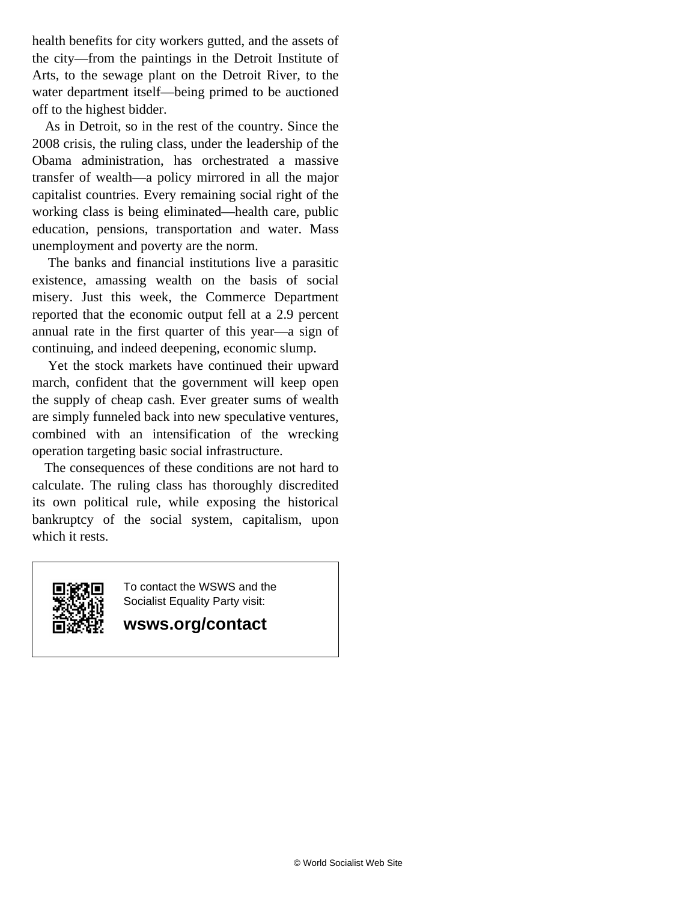health benefits for city workers gutted, and the assets of the city—from the paintings in the Detroit Institute of Arts, to the sewage plant on the Detroit River, to the water department itself—being primed to be auctioned off to the highest bidder.

As in Detroit, so in the rest of the country. Since the 2008 crisis, the ruling class, under the leadership of the Obama administration, has orchestrated a massive transfer of wealth—a policy mirrored in all the major capitalist countries. Every remaining social right of the working class is being eliminated—health care, public education, pensions, transportation and water. Mass unemployment and poverty are the norm.

The banks and financial institutions live a parasitic existence, amassing wealth on the basis of social misery. Just this week, the Commerce Department reported that the economic output fell at a 2.9 percent annual rate in the first quarter of this year—a sign of continuing, and indeed deepening, economic slump.

Yet the stock markets have continued their upward march, confident that the government will keep open the supply of cheap cash. Ever greater sums of wealth are simply funneled back into new speculative ventures, combined with an intensification of the wrecking operation targeting basic social infrastructure.

The consequences of these conditions are not hard to calculate. The ruling class has thoroughly discredited its own political rule, while exposing the historical bankruptcy of the social system, capitalism, upon which it rests.

To contact the WSWS and the Socialist Equality Party visit:

**wsws.org/contact**

© World Socialist Web Site